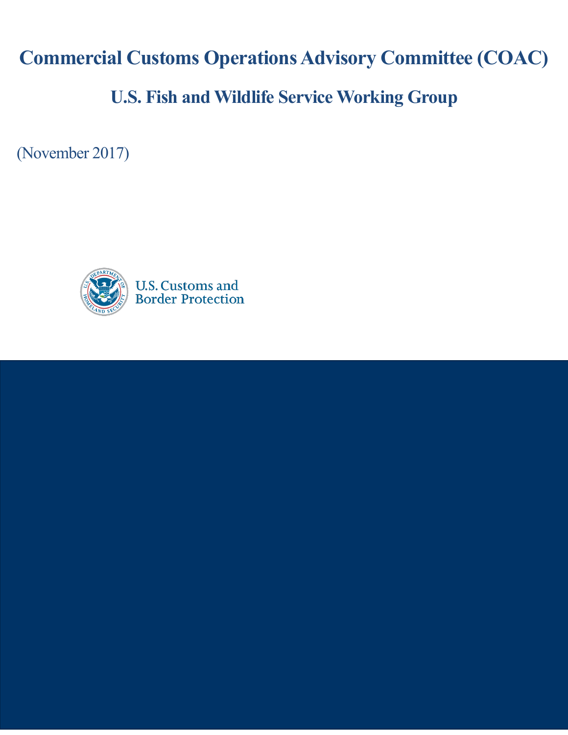# Commercial Customs Operations Advisory Committee (COAC)

## U.S. Fish and Wildlife Service Working Group

(November 2017)

U.S. Customs and Border Protection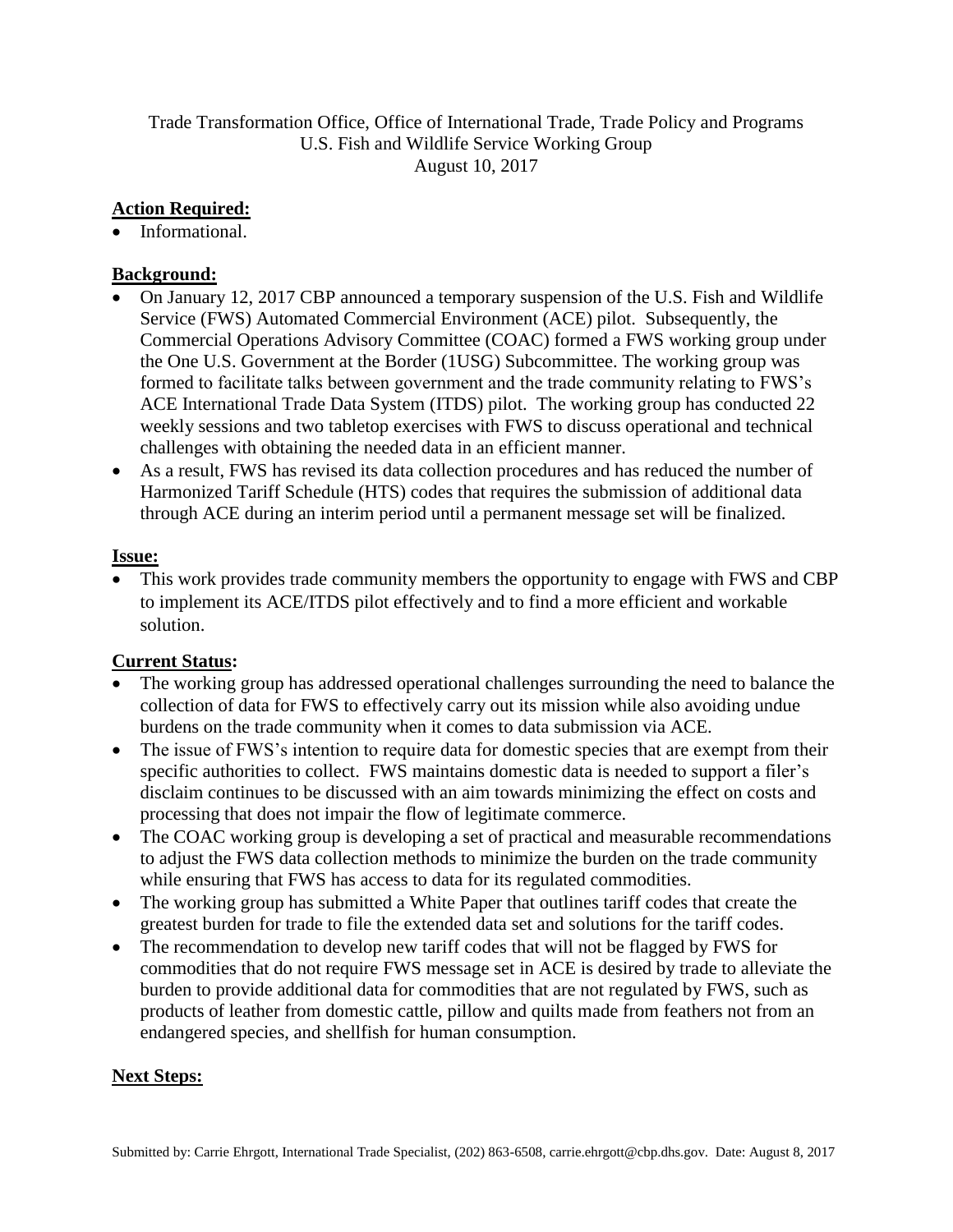Trade Transformation Office, Office of International Trade, Trade Policy and Programs
U.S. Fish and Wildlife Service Working Group
August 10, 2017

**Action Required:**

- Informational.

**Background:**

- On January 12, 2017 CBP announced a temporary suspension of the U.S. Fish and Wildlife Service (FWS) Automated Commercial Environment (ACE) pilot. Subsequently, the Commercial Operations Advisory Committee (COAC) formed a FWS working group under the One U.S. Government at the Border (1USG) Subcommittee. The working group was formed to facilitate talks between government and the trade community relating to FWS's ACE International Trade Data System (ITDS) pilot. The working group has conducted 22 weekly sessions and two tabletop exercises with FWS to discuss operational and technical challenges with obtaining the needed data in an efficient manner.
- As a result, FWS has revised its data collection procedures and has reduced the number of Harmonized Tariff Schedule (HTS) codes that requires the submission of additional data through ACE during an interim period until a permanent message set will be finalized.

**Issue:**

- This work provides trade community members the opportunity to engage with FWS and CBP to implement its ACE/ITDS pilot effectively and to find a more efficient and workable solution.

**Current Status:**

- The working group has addressed operational challenges surrounding the need to balance the collection of data for FWS to effectively carry out its mission while also avoiding undue burdens on the trade community when it comes to data submission via ACE.
- The issue of FWS's intention to require data for domestic species that are exempt from their specific authorities to collect. FWS maintains domestic data is needed to support a filer's disclaim continues to be discussed with an aim towards minimizing the effect on costs and processing that does not impair the flow of legitimate commerce.
- The COAC working group is developing a set of practical and measurable recommendations to adjust the FWS data collection methods to minimize the burden on the trade community while ensuring that FWS has access to data for its regulated commodities.
- The working group has submitted a White Paper that outlines tariff codes that create the greatest burden for trade to file the extended data set and solutions for the tariff codes.
- The recommendation to develop new tariff codes that will not be flagged by FWS for commodities that do not require FWS message set in ACE is desired by trade to alleviate the burden to provide additional data for commodities that are not regulated by FWS, such as products of leather from domestic cattle, pillow and quilts made from feathers not from an endangered species, and shellfish for human consumption.

**Next Steps:**

Submitted by: Carrie Ehrgott, International Trade Specialist, (202) 863-6508, carrie.ehrgott@cbp.dhs.gov. Date: August 8, 2017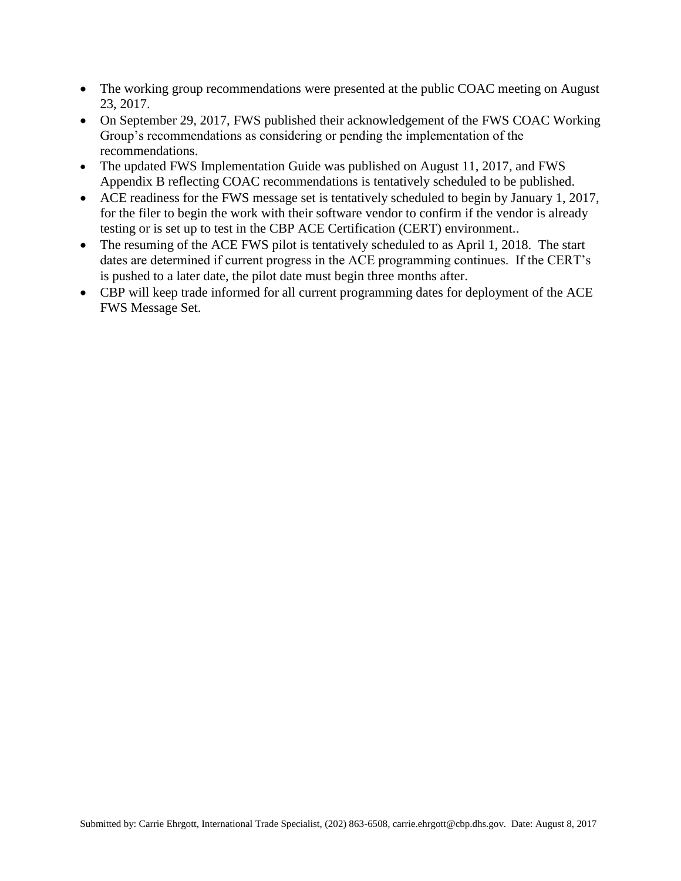- The working group recommendations were presented at the public COAC meeting on August 23, 2017.
- On September 29, 2017, FWS published their acknowledgement of the FWS COAC Working Group's recommendations as considering or pending the implementation of the recommendations.
- The updated FWS Implementation Guide was published on August 11, 2017, and FWS Appendix B reflecting COAC recommendations is tentatively scheduled to be published.
- ACE readiness for the FWS message set is tentatively scheduled to begin by January 1, 2017, for the filer to begin the work with their software vendor to confirm if the vendor is already testing or is set up to test in the CBP ACE Certification (CERT) environment..
- The resuming of the ACE FWS pilot is tentatively scheduled to as April 1, 2018. The start dates are determined if current progress in the ACE programming continues. If the CERT's is pushed to a later date, the pilot date must begin three months after.
- CBP will keep trade informed for all current programming dates for deployment of the ACE FWS Message Set.

Submitted by: Carrie Ehrgott, International Trade Specialist, (202) 863-6508, carrie.ehrgott@cbp.dhs.gov. Date: August 8, 2017